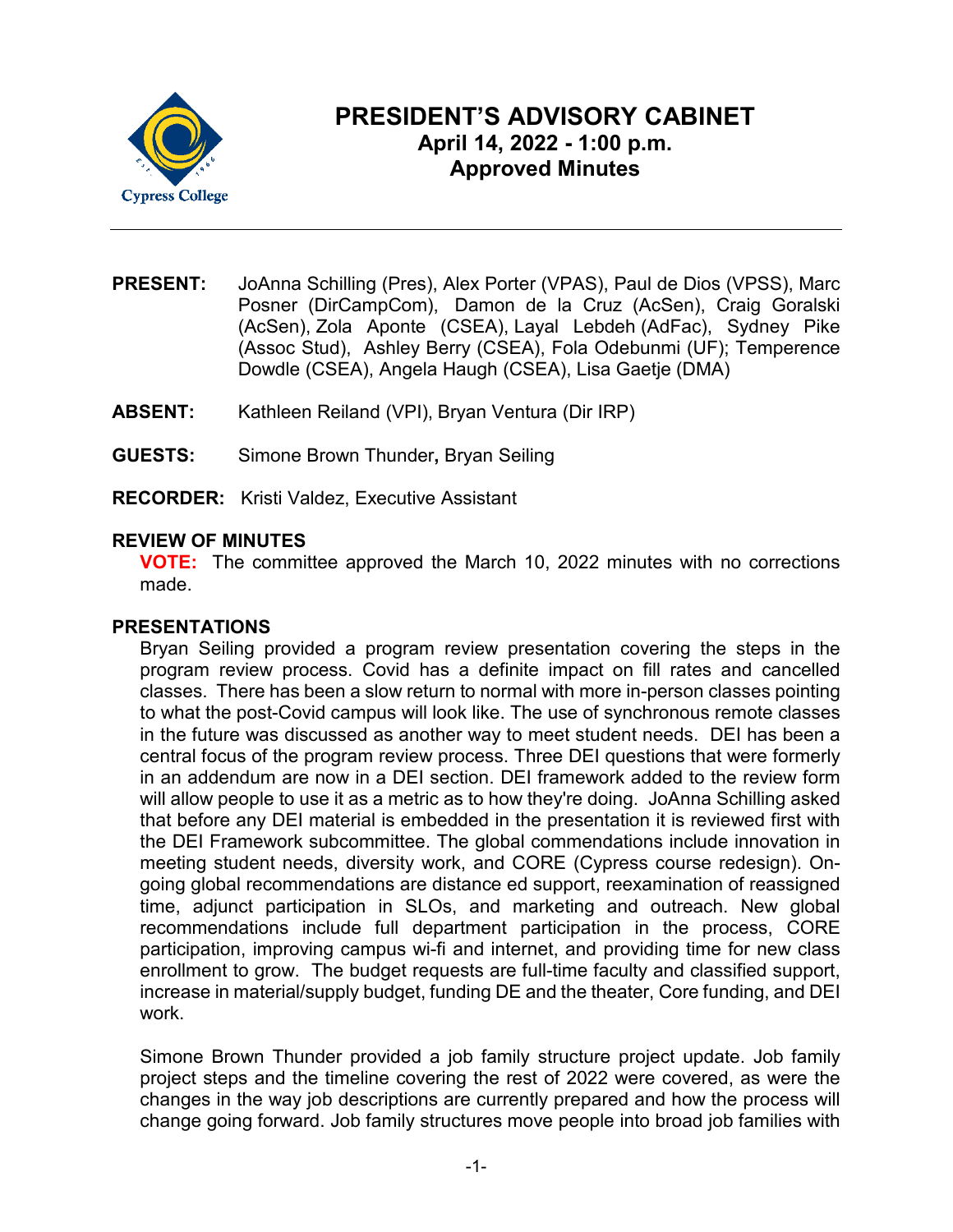# PRESIDENT'S ADVISORY CABINET

## April 14, 2022 - 1:00 p.m.

## Approved Minutes

---

**PRESENT:** JoAnna Schilling (Pres), Alex Porter (VPAS), Paul de Dios (VPSS), Marc Posner (DirCampCom), Damon de la Cruz (AcSen), Craig Goralski (AcSen), Zola Aponte (CSEA), Layal Lebdeh (AdFac), Sydney Pike (Assoc Stud), Ashley Berry (CSEA), Fola Odebunmi (UF); Temperence Dowdle (CSEA), Angela Haugh (CSEA), Lisa Gaetje (DMA)

**ABSENT:** Kathleen Reiland (VPI), Bryan Ventura (Dir IRP)

**GUESTS:** Simone Brown Thunder**,** Bryan Seiling

**RECORDER:** Kristi Valdez, Executive Assistant

### REVIEW OF MINUTES

**VOTE:** The committee approved the March 10, 2022 minutes with no corrections made.

### PRESENTATIONS

Bryan Seiling provided a program review presentation covering the steps in the program review process. Covid has a definite impact on fill rates and cancelled classes. There has been a slow return to normal with more in-person classes pointing to what the post-Covid campus will look like. The use of synchronous remote classes in the future was discussed as another way to meet student needs. DEI has been a central focus of the program review process. Three DEI questions that were formerly in an addendum are now in a DEI section. DEI framework added to the review form will allow people to use it as a metric as to how they're doing. JoAnna Schilling asked that before any DEI material is embedded in the presentation it is reviewed first with the DEI Framework subcommittee. The global commendations include innovation in meeting student needs, diversity work, and CORE (Cypress course redesign). On-going global recommendations are distance ed support, reexamination of reassigned time, adjunct participation in SLOs, and marketing and outreach. New global recommendations include full department participation in the process, CORE participation, improving campus wi-fi and internet, and providing time for new class enrollment to grow. The budget requests are full-time faculty and classified support, increase in material/supply budget, funding DE and the theater, Core funding, and DEI work.

Simone Brown Thunder provided a job family structure project update. Job family project steps and the timeline covering the rest of 2022 were covered, as were the changes in the way job descriptions are currently prepared and how the process will change going forward. Job family structures move people into broad job families with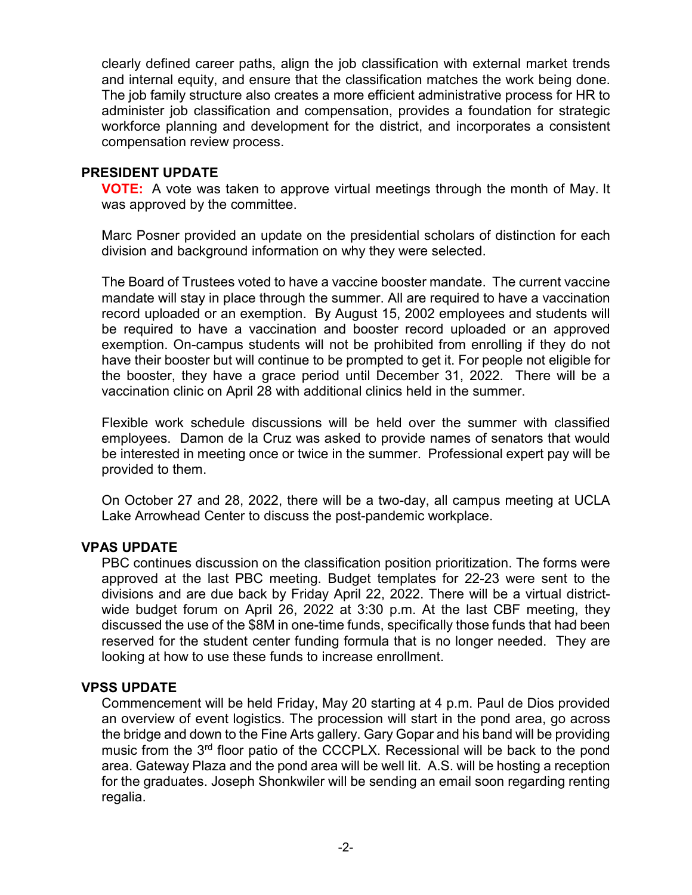clearly defined career paths, align the job classification with external market trends and internal equity, and ensure that the classification matches the work being done. The job family structure also creates a more efficient administrative process for HR to administer job classification and compensation, provides a foundation for strategic workforce planning and development for the district, and incorporates a consistent compensation review process.

## PRESIDENT UPDATE

**VOTE:** A vote was taken to approve virtual meetings through the month of May. It was approved by the committee.

Marc Posner provided an update on the presidential scholars of distinction for each division and background information on why they were selected.

The Board of Trustees voted to have a vaccine booster mandate. The current vaccine mandate will stay in place through the summer. All are required to have a vaccination record uploaded or an exemption. By August 15, 2002 employees and students will be required to have a vaccination and booster record uploaded or an approved exemption. On-campus students will not be prohibited from enrolling if they do not have their booster but will continue to be prompted to get it. For people not eligible for the booster, they have a grace period until December 31, 2022. There will be a vaccination clinic on April 28 with additional clinics held in the summer.

Flexible work schedule discussions will be held over the summer with classified employees. Damon de la Cruz was asked to provide names of senators that would be interested in meeting once or twice in the summer. Professional expert pay will be provided to them.

On October 27 and 28, 2022, there will be a two-day, all campus meeting at UCLA Lake Arrowhead Center to discuss the post-pandemic workplace.

## VPAS UPDATE

PBC continues discussion on the classification position prioritization. The forms were approved at the last PBC meeting. Budget templates for 22-23 were sent to the divisions and are due back by Friday April 22, 2022. There will be a virtual district-wide budget forum on April 26, 2022 at 3:30 p.m. At the last CBF meeting, they discussed the use of the $8M in one-time funds, specifically those funds that had been reserved for the student center funding formula that is no longer needed. They are looking at how to use these funds to increase enrollment.

## VPSS UPDATE

Commencement will be held Friday, May 20 starting at 4 p.m. Paul de Dios provided an overview of event logistics. The procession will start in the pond area, go across the bridge and down to the Fine Arts gallery. Gary Gopar and his band will be providing music from the 3rd floor patio of the CCCPLX. Recessional will be back to the pond area. Gateway Plaza and the pond area will be well lit. A.S. will be hosting a reception for the graduates. Joseph Shonkwiler will be sending an email soon regarding renting regalia.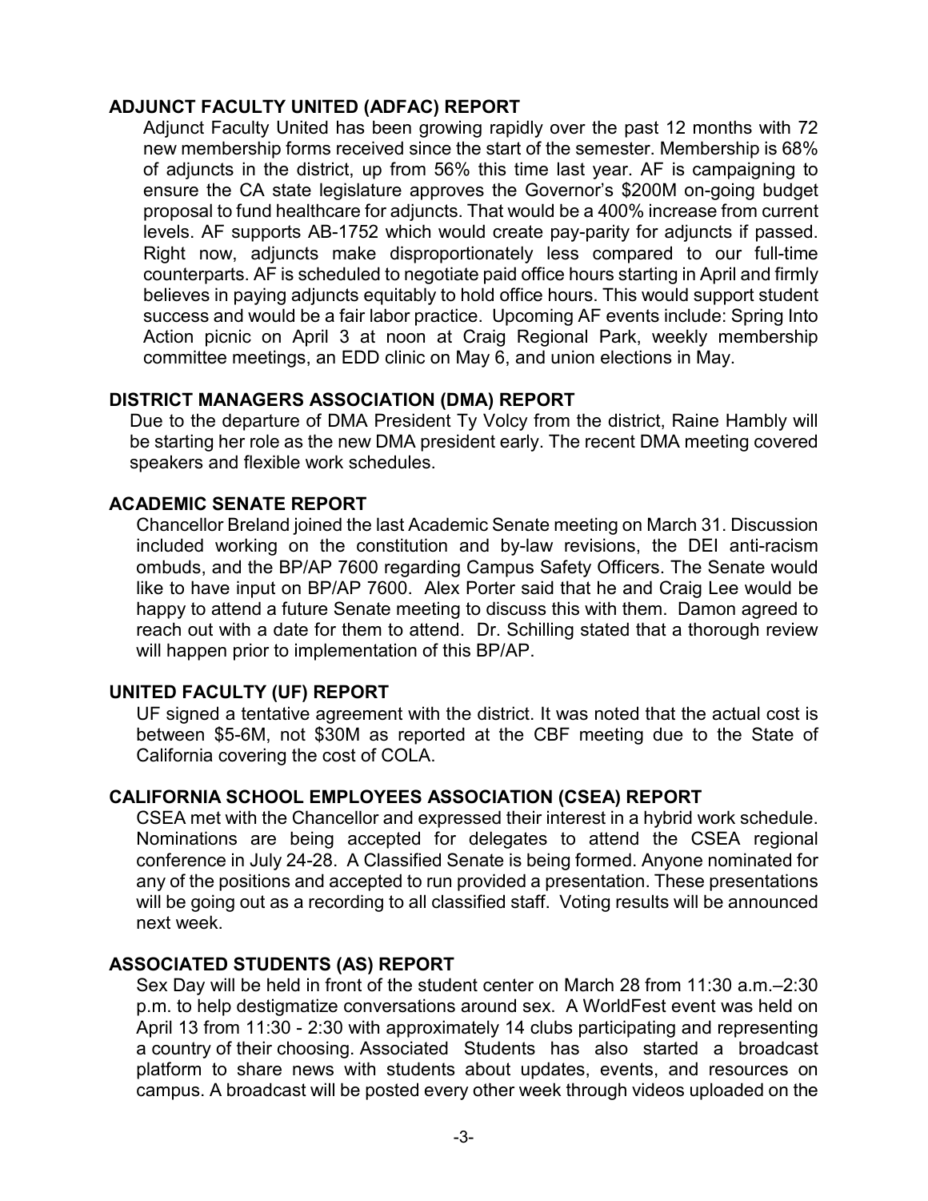## ADJUNCT FACULTY UNITED (ADFAC) REPORT

Adjunct Faculty United has been growing rapidly over the past 12 months with 72 new membership forms received since the start of the semester. Membership is 68% of adjuncts in the district, up from 56% this time last year. AF is campaigning to ensure the CA state legislature approves the Governor's $200M on-going budget proposal to fund healthcare for adjuncts. That would be a 400% increase from current levels. AF supports AB-1752 which would create pay-parity for adjuncts if passed. Right now, adjuncts make disproportionately less compared to our full-time counterparts. AF is scheduled to negotiate paid office hours starting in April and firmly believes in paying adjuncts equitably to hold office hours. This would support student success and would be a fair labor practice. Upcoming AF events include: Spring Into Action picnic on April 3 at noon at Craig Regional Park, weekly membership committee meetings, an EDD clinic on May 6, and union elections in May.

## DISTRICT MANAGERS ASSOCIATION (DMA) REPORT

Due to the departure of DMA President Ty Volcy from the district, Raine Hambly will be starting her role as the new DMA president early. The recent DMA meeting covered speakers and flexible work schedules.

## ACADEMIC SENATE REPORT

Chancellor Breland joined the last Academic Senate meeting on March 31. Discussion included working on the constitution and by-law revisions, the DEI anti-racism ombuds, and the BP/AP 7600 regarding Campus Safety Officers. The Senate would like to have input on BP/AP 7600. Alex Porter said that he and Craig Lee would be happy to attend a future Senate meeting to discuss this with them. Damon agreed to reach out with a date for them to attend. Dr. Schilling stated that a thorough review will happen prior to implementation of this BP/AP.

## UNITED FACULTY (UF) REPORT

UF signed a tentative agreement with the district. It was noted that the actual cost is between $5-6M, not $30M as reported at the CBF meeting due to the State of California covering the cost of COLA.

## CALIFORNIA SCHOOL EMPLOYEES ASSOCIATION (CSEA) REPORT

CSEA met with the Chancellor and expressed their interest in a hybrid work schedule. Nominations are being accepted for delegates to attend the CSEA regional conference in July 24-28. A Classified Senate is being formed. Anyone nominated for any of the positions and accepted to run provided a presentation. These presentations will be going out as a recording to all classified staff. Voting results will be announced next week.

## ASSOCIATED STUDENTS (AS) REPORT

Sex Day will be held in front of the student center on March 28 from 11:30 a.m.–2:30 p.m. to help destigmatize conversations around sex. A WorldFest event was held on April 13 from 11:30 - 2:30 with approximately 14 clubs participating and representing a country of their choosing. Associated Students has also started a broadcast platform to share news with students about updates, events, and resources on campus. A broadcast will be posted every other week through videos uploaded on the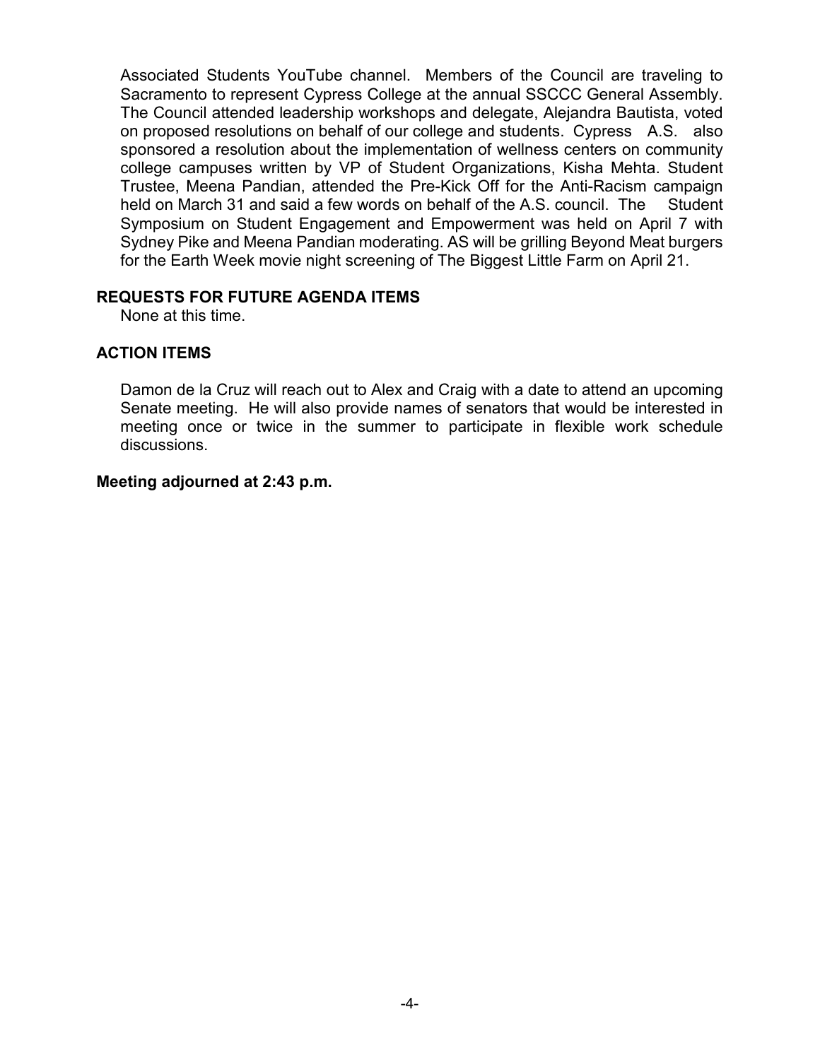Associated Students YouTube channel. Members of the Council are traveling to Sacramento to represent Cypress College at the annual SSCCC General Assembly. The Council attended leadership workshops and delegate, Alejandra Bautista, voted on proposed resolutions on behalf of our college and students. Cypress A.S. also sponsored a resolution about the implementation of wellness centers on community college campuses written by VP of Student Organizations, Kisha Mehta. Student Trustee, Meena Pandian, attended the Pre-Kick Off for the Anti-Racism campaign held on March 31 and said a few words on behalf of the A.S. council. The Student Symposium on Student Engagement and Empowerment was held on April 7 with Sydney Pike and Meena Pandian moderating. AS will be grilling Beyond Meat burgers for the Earth Week movie night screening of The Biggest Little Farm on April 21.

**REQUESTS FOR FUTURE AGENDA ITEMS**

None at this time.

**ACTION ITEMS**

Damon de la Cruz will reach out to Alex and Craig with a date to attend an upcoming Senate meeting. He will also provide names of senators that would be interested in meeting once or twice in the summer to participate in flexible work schedule discussions.

**Meeting adjourned at 2:43 p.m.**